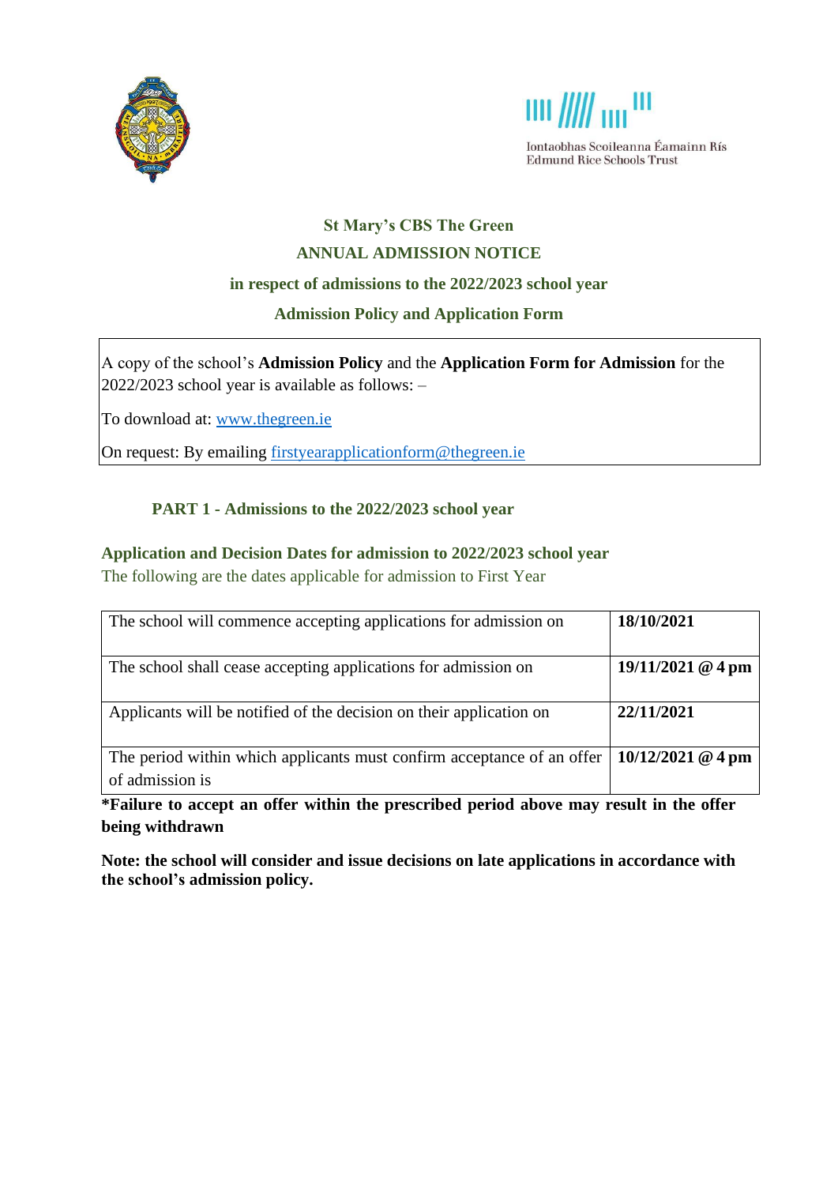Iontaobhas Scoileanna Éamainn Rís
Edmund Rice Schools Trust

# St Mary's CBS The Green

## ANNUAL ADMISSION NOTICE

### in respect of admissions to the 2022/2023 school year

### Admission Policy and Application Form

A copy of the school's **Admission Policy** and the **Application Form for Admission** for the 2022/2023 school year is available as follows: –

To download at: www.thegreen.ie

On request: By emailing firstyearapplicationform@thegreen.ie

## PART 1 - Admissions to the 2022/2023 school year

### Application and Decision Dates for admission to 2022/2023 school year

The following are the dates applicable for admission to First Year

| | |
|---|---|
| The school will commence accepting applications for admission on | **18/10/2021** |
| The school shall cease accepting applications for admission on | **19/11/2021 @ 4 pm** |
| Applicants will be notified of the decision on their application on | **22/11/2021** |
| The period within which applicants must confirm acceptance of an offer of admission is | **10/12/2021 @ 4 pm** |

**\*Failure to accept an offer within the prescribed period above may result in the offer being withdrawn**

**Note: the school will consider and issue decisions on late applications in accordance with the school's admission policy.**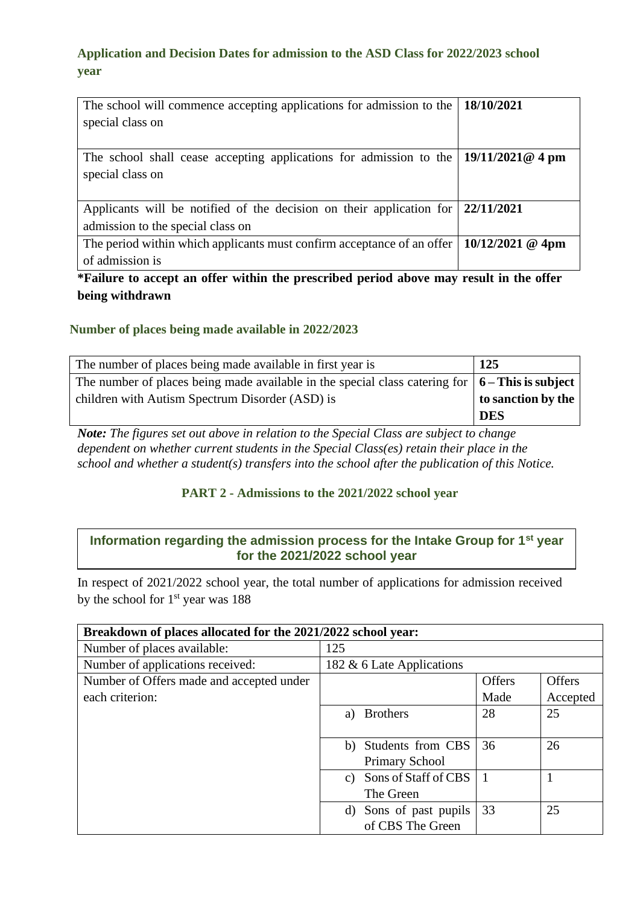### Application and Decision Dates for admission to the ASD Class for 2022/2023 school year

| | |
|---|---|
| The school will commence accepting applications for admission to the special class on | **18/10/2021** |
| The school shall cease accepting applications for admission to the special class on | **19/11/2021@ 4 pm** |
| Applicants will be notified of the decision on their application for admission to the special class on | **22/11/2021** |
| The period within which applicants must confirm acceptance of an offer of admission is | **10/12/2021 @ 4pm** |

***Failure to accept an offer within the prescribed period above may result in the offer being withdrawn**

### Number of places being made available in 2022/2023

| | |
|---|---|
| The number of places being made available in first year is | **125** |
| The number of places being made available in the special class catering for children with Autism Spectrum Disorder (ASD) is | **6 – This is subject to sanction by the DES** |

***Note:*** *The figures set out above in relation to the Special Class are subject to change dependent on whether current students in the Special Class(es) retain their place in the school and whether a student(s) transfers into the school after the publication of this Notice.*

## PART 2 - Admissions to the 2021/2022 school year

### Information regarding the admission process for the Intake Group for 1st year for the 2021/2022 school year

In respect of 2021/2022 school year, the total number of applications for admission received by the school for 1st year was 188

| **Breakdown of places allocated for the 2021/2022 school year:** | | | |
|---|---|---|---|
| Number of places available: | 125 | | |
| Number of applications received: | 182 & 6 Late Applications | | |
| Number of Offers made and accepted under each criterion: | | Offers Made | Offers Accepted |
| | a) Brothers | 28 | 25 |
| | b) Students from CBS Primary School | 36 | 26 |
| | c) Sons of Staff of CBS The Green | 1 | 1 |
| | d) Sons of past pupils of CBS The Green | 33 | 25 |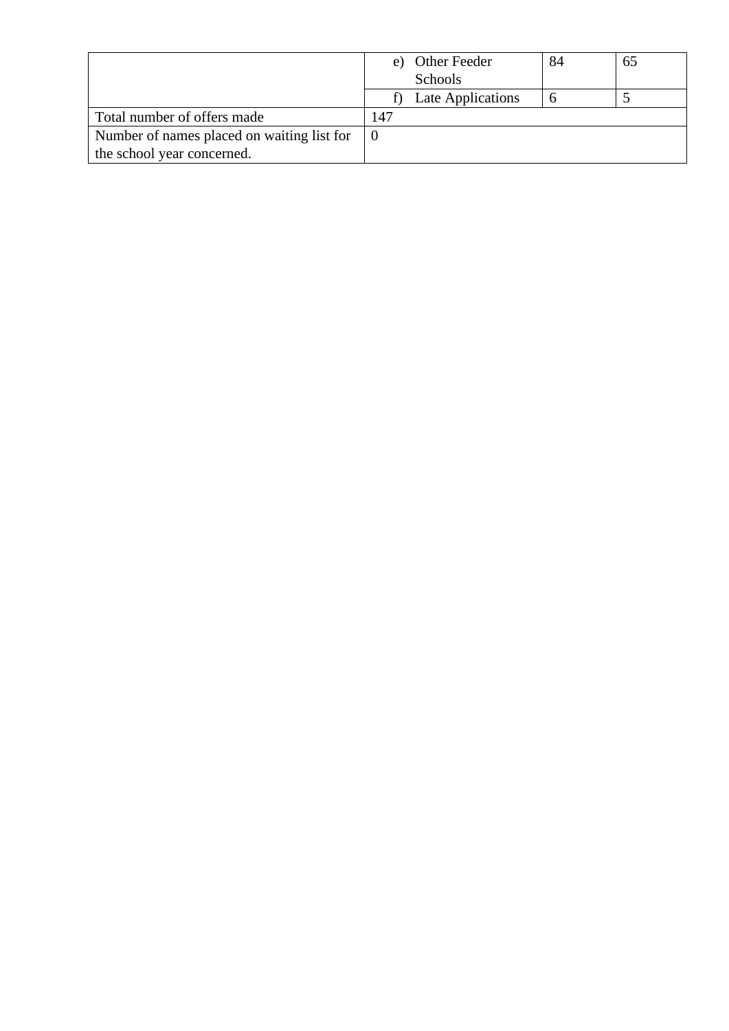| | | | |
|---|---|---|---|
| | e) Other Feeder Schools | 84 | 65 |
| | f) Late Applications | 6 | 5 |
| Total number of offers made | 147 | | |
| Number of names placed on waiting list for the school year concerned. | 0 | | |